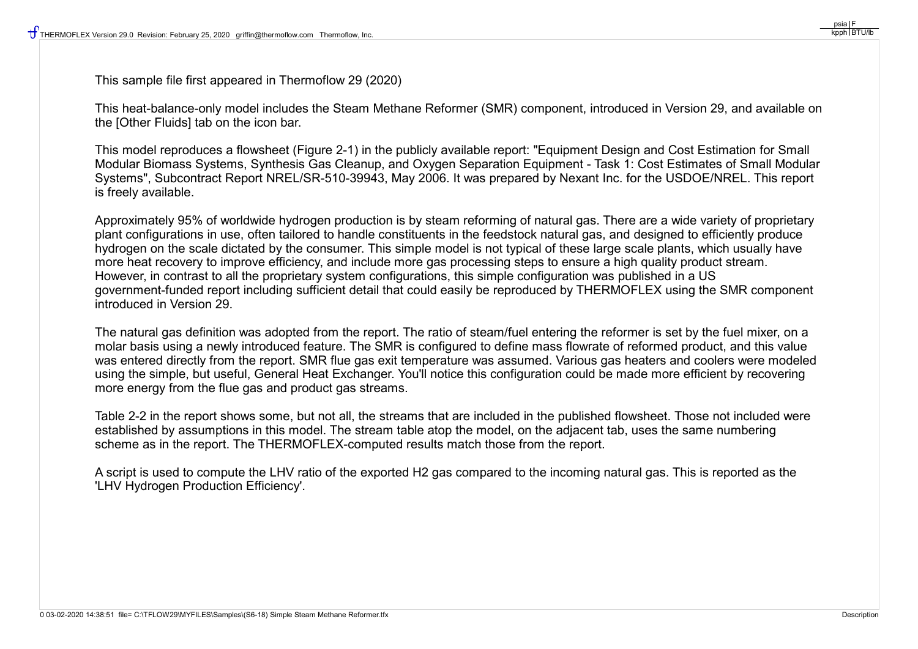This sample file first appeared in Thermoflow 29 (2020)

This heat-balance-only model includes the Steam Methane Reformer (SMR) component, introduced in Version 29, and available on the [Other Fluids] tab on the icon bar.

This model reproduces a flowsheet (Figure 2-1) in the publicly available report: "Equipment Design and Cost Estimation for Small Modular Biomass Systems, Synthesis Gas Cleanup, and Oxygen Separation Equipment - Task 1: Cost Estimates of Small Modular Systems", Subcontract Report NREL/SR-510-39943, May 2006. It was prepared by Nexant Inc. for the USDOE/NREL. This report is freely available.

Approximately 95% of worldwide hydrogen production is by steam reforming of natural gas. There are a wide variety of proprietary plant configurations in use, often tailored to handle constituents in the feedstock natural gas, and designed to efficiently produce hydrogen on the scale dictated by the consumer. This simple model is not typical of these large scale plants, which usually have more heat recovery to improve efficiency, and include more gas processing steps to ensure a high quality product stream. However, in contrast to all the proprietary system configurations, this simple configuration was published in a US government-funded report including sufficient detail that could easily be reproduced by THERMOFLEX using the SMR component introduced in Version 29.

The natural gas definition was adopted from the report. The ratio of steam/fuel entering the reformer is set by the fuel mixer, on a molar basis using a newly introduced feature. The SMR is configured to define mass flowrate of reformed product, and this value was entered directly from the report. SMR flue gas exit temperature was assumed. Various gas heaters and coolers were modeled using the simple, but useful, General Heat Exchanger. You'll notice this configuration could be made more efficient by recovering more energy from the flue gas and product gas streams.

Table 2-2 in the report shows some, but not all, the streams that are included in the published flowsheet. Those not included were established by assumptions in this model. The stream table atop the model, on the adjacent tab, uses the same numbering scheme as in the report. The THERMOFLEX-computed results match those from the report.

A script is used to compute the LHV ratio of the exported $H_2$ gas compared to the incoming natural gas. This is reported as the 'LHV Hydrogen Production Efficiency'.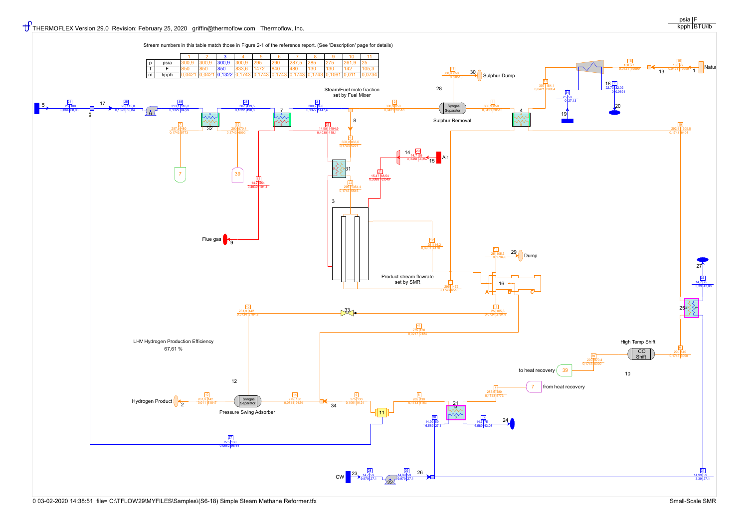THERMOFLEX Version 29.0 Revision: February 25, 2020 griffin@thermoflow.com Thermoflow, Inc.

Stream numbers in this table match those in Figure 2-1 of the reference report. (See 'Description' page for details)

| | | 1 | 2 | 3 | 4 | 5 | 6 | 7 | 8 | 9 | 10 | 11 |
|---|---|---|---|---|---|---|---|---|---|---|---|---|
| p | psia | 300,9 | 300,9 | 300,9 | 300,9 | 295 | 290 | 287,5 | 285 | 275 | 261,9 | 25 |
| T | F | 850 | 850 | 850 | 833,6 | 1472 | 840 | 480 | 130 | 130 | 142 | 105,3 |
| m | kpph | 0,0421 | 0,0421 | 0,1322 | 0,1743 | 0,1743 | 0,1743 | 0,1743 | 0,1743 | 0,1061 | 0,011 | 0,0734 |

Steam/Fuel mole fraction set by Fuel Mixer

Sulphur Dump

Sulphur Removal

Product stream flowrate set by SMR

Flue gas

Dump

LHV Hydrogen Production Efficiency

67,61 %

High Temp Shift

to heat recovery

from heat recovery

Hydrogen Product

Pressure Swing Adsorber

CW

Air

Small-Scale SMR